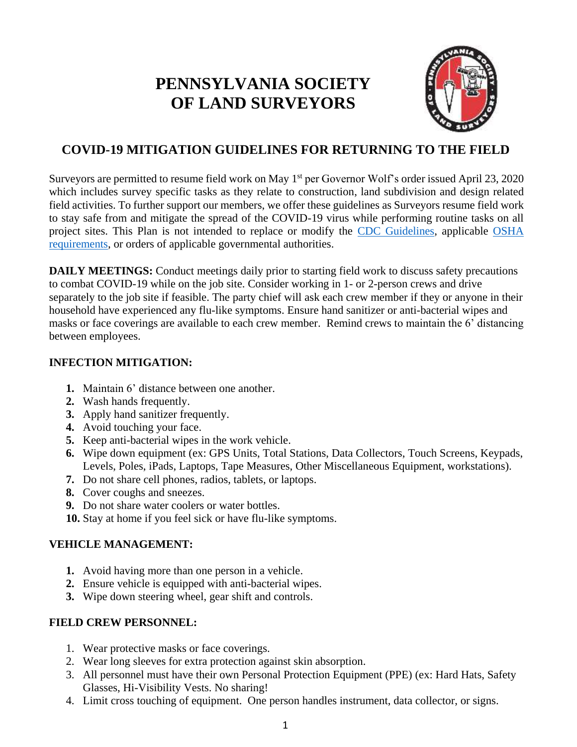# PENNSYLVANIA SOCIETY OF LAND SURVEYORS

## COVID-19 MITIGATION GUIDELINES FOR RETURNING TO THE FIELD

Surveyors are permitted to resume field work on May 1st per Governor Wolf's order issued April 23, 2020 which includes survey specific tasks as they relate to construction, land subdivision and design related field activities. To further support our members, we offer these guidelines as Surveyors resume field work to stay safe from and mitigate the spread of the COVID-19 virus while performing routine tasks on all project sites. This Plan is not intended to replace or modify the CDC Guidelines, applicable OSHA requirements, or orders of applicable governmental authorities.

**DAILY MEETINGS:** Conduct meetings daily prior to starting field work to discuss safety precautions to combat COVID-19 while on the job site. Consider working in 1- or 2-person crews and drive separately to the job site if feasible. The party chief will ask each crew member if they or anyone in their household have experienced any flu-like symptoms. Ensure hand sanitizer or anti-bacterial wipes and masks or face coverings are available to each crew member. Remind crews to maintain the 6' distancing between employees.

**INFECTION MITIGATION:**

1. Maintain 6' distance between one another.
2. Wash hands frequently.
3. Apply hand sanitizer frequently.
4. Avoid touching your face.
5. Keep anti-bacterial wipes in the work vehicle.
6. Wipe down equipment (ex: GPS Units, Total Stations, Data Collectors, Touch Screens, Keypads, Levels, Poles, iPads, Laptops, Tape Measures, Other Miscellaneous Equipment, workstations).
7. Do not share cell phones, radios, tablets, or laptops.
8. Cover coughs and sneezes.
9. Do not share water coolers or water bottles.
10. Stay at home if you feel sick or have flu-like symptoms.

**VEHICLE MANAGEMENT:**

1. Avoid having more than one person in a vehicle.
2. Ensure vehicle is equipped with anti-bacterial wipes.
3. Wipe down steering wheel, gear shift and controls.

**FIELD CREW PERSONNEL:**

1. Wear protective masks or face coverings.
2. Wear long sleeves for extra protection against skin absorption.
3. All personnel must have their own Personal Protection Equipment (PPE) (ex: Hard Hats, Safety Glasses, Hi-Visibility Vests. No sharing!
4. Limit cross touching of equipment. One person handles instrument, data collector, or signs.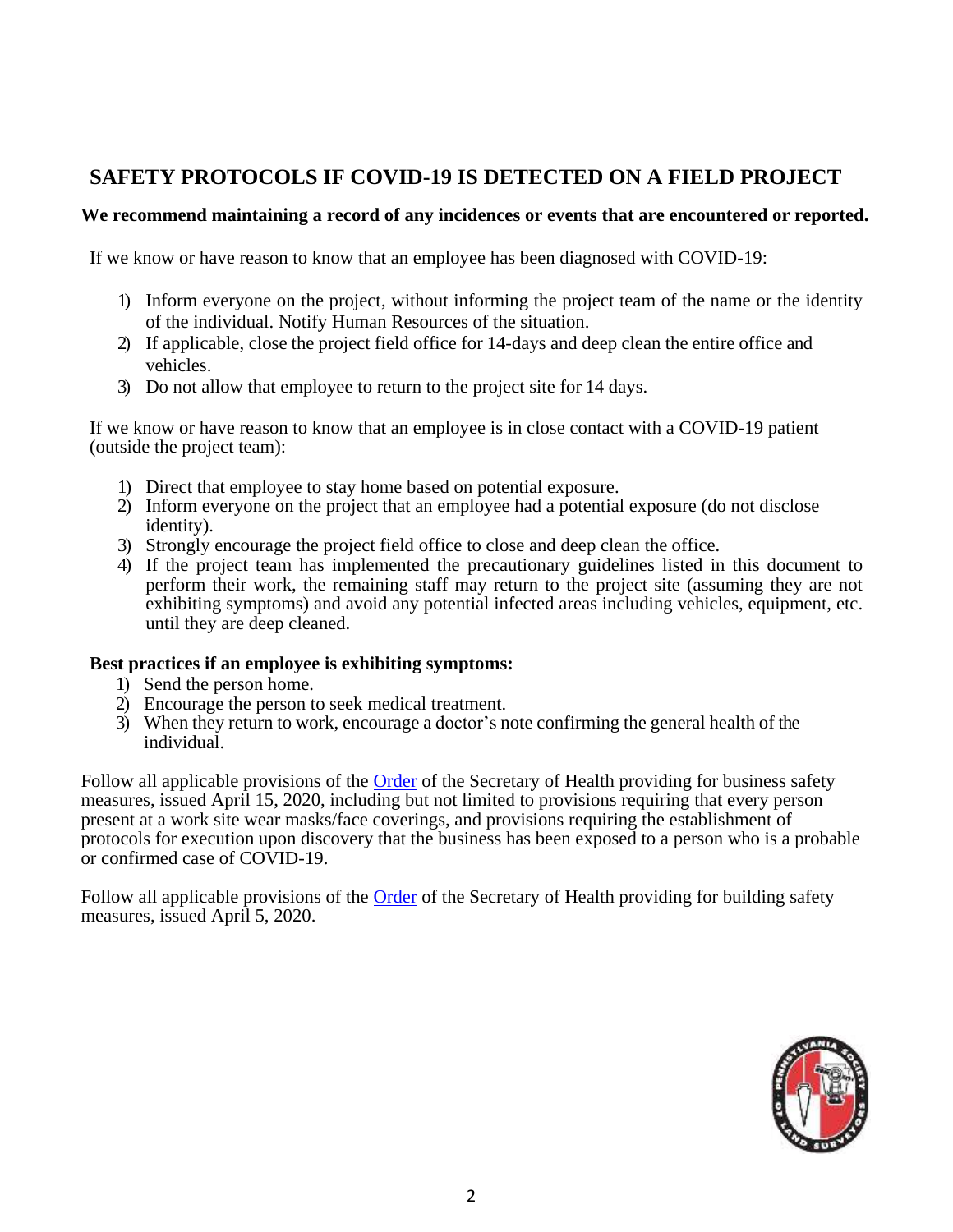## SAFETY PROTOCOLS IF COVID-19 IS DETECTED ON A FIELD PROJECT

**We recommend maintaining a record of any incidences or events that are encountered or reported.**

If we know or have reason to know that an employee has been diagnosed with COVID-19:

1) Inform everyone on the project, without informing the project team of the name or the identity of the individual. Notify Human Resources of the situation.
2) If applicable, close the project field office for 14-days and deep clean the entire office and vehicles.
3) Do not allow that employee to return to the project site for 14 days.

If we know or have reason to know that an employee is in close contact with a COVID-19 patient (outside the project team):

1) Direct that employee to stay home based on potential exposure.
2) Inform everyone on the project that an employee had a potential exposure (do not disclose identity).
3) Strongly encourage the project field office to close and deep clean the office.
4) If the project team has implemented the precautionary guidelines listed in this document to perform their work, the remaining staff may return to the project site (assuming they are not exhibiting symptoms) and avoid any potential infected areas including vehicles, equipment, etc. until they are deep cleaned.

**Best practices if an employee is exhibiting symptoms:**

1) Send the person home.
2) Encourage the person to seek medical treatment.
3) When they return to work, encourage a doctor's note confirming the general health of the individual.

Follow all applicable provisions of the Order of the Secretary of Health providing for business safety measures, issued April 15, 2020, including but not limited to provisions requiring that every person present at a work site wear masks/face coverings, and provisions requiring the establishment of protocols for execution upon discovery that the business has been exposed to a person who is a probable or confirmed case of COVID-19.

Follow all applicable provisions of the Order of the Secretary of Health providing for building safety measures, issued April 5, 2020.